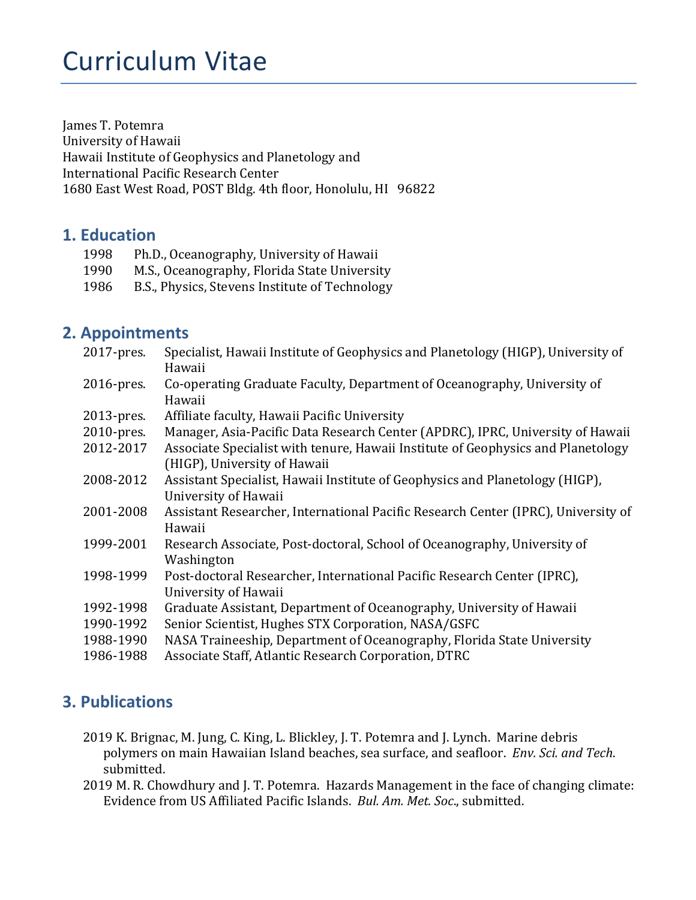# Curriculum Vitae

James T. Potemra
University of Hawaii
Hawaii Institute of Geophysics and Planetology and
International Pacific Research Center
1680 East West Road, POST Bldg. 4th floor, Honolulu, HI 96822

## 1. Education

1998 Ph.D., Oceanography, University of Hawaii
1990 M.S., Oceanography, Florida State University
1986 B.S., Physics, Stevens Institute of Technology

## 2. Appointments

2017-pres. Specialist, Hawaii Institute of Geophysics and Planetology (HIGP), University of Hawaii
2016-pres. Co-operating Graduate Faculty, Department of Oceanography, University of Hawaii
2013-pres. Affiliate faculty, Hawaii Pacific University
2010-pres. Manager, Asia-Pacific Data Research Center (APDRC), IPRC, University of Hawaii
2012-2017 Associate Specialist with tenure, Hawaii Institute of Geophysics and Planetology (HIGP), University of Hawaii
2008-2012 Assistant Specialist, Hawaii Institute of Geophysics and Planetology (HIGP), University of Hawaii
2001-2008 Assistant Researcher, International Pacific Research Center (IPRC), University of Hawaii
1999-2001 Research Associate, Post-doctoral, School of Oceanography, University of Washington
1998-1999 Post-doctoral Researcher, International Pacific Research Center (IPRC), University of Hawaii
1992-1998 Graduate Assistant, Department of Oceanography, University of Hawaii
1990-1992 Senior Scientist, Hughes STX Corporation, NASA/GSFC
1988-1990 NASA Traineeship, Department of Oceanography, Florida State University
1986-1988 Associate Staff, Atlantic Research Corporation, DTRC

## 3. Publications

2019 K. Brignac, M. Jung, C. King, L. Blickley, J. T. Potemra and J. Lynch. Marine debris polymers on main Hawaiian Island beaches, sea surface, and seafloor. *Env. Sci. and Tech*. submitted.

2019 M. R. Chowdhury and J. T. Potemra. Hazards Management in the face of changing climate: Evidence from US Affiliated Pacific Islands. *Bul. Am. Met. Soc*., submitted.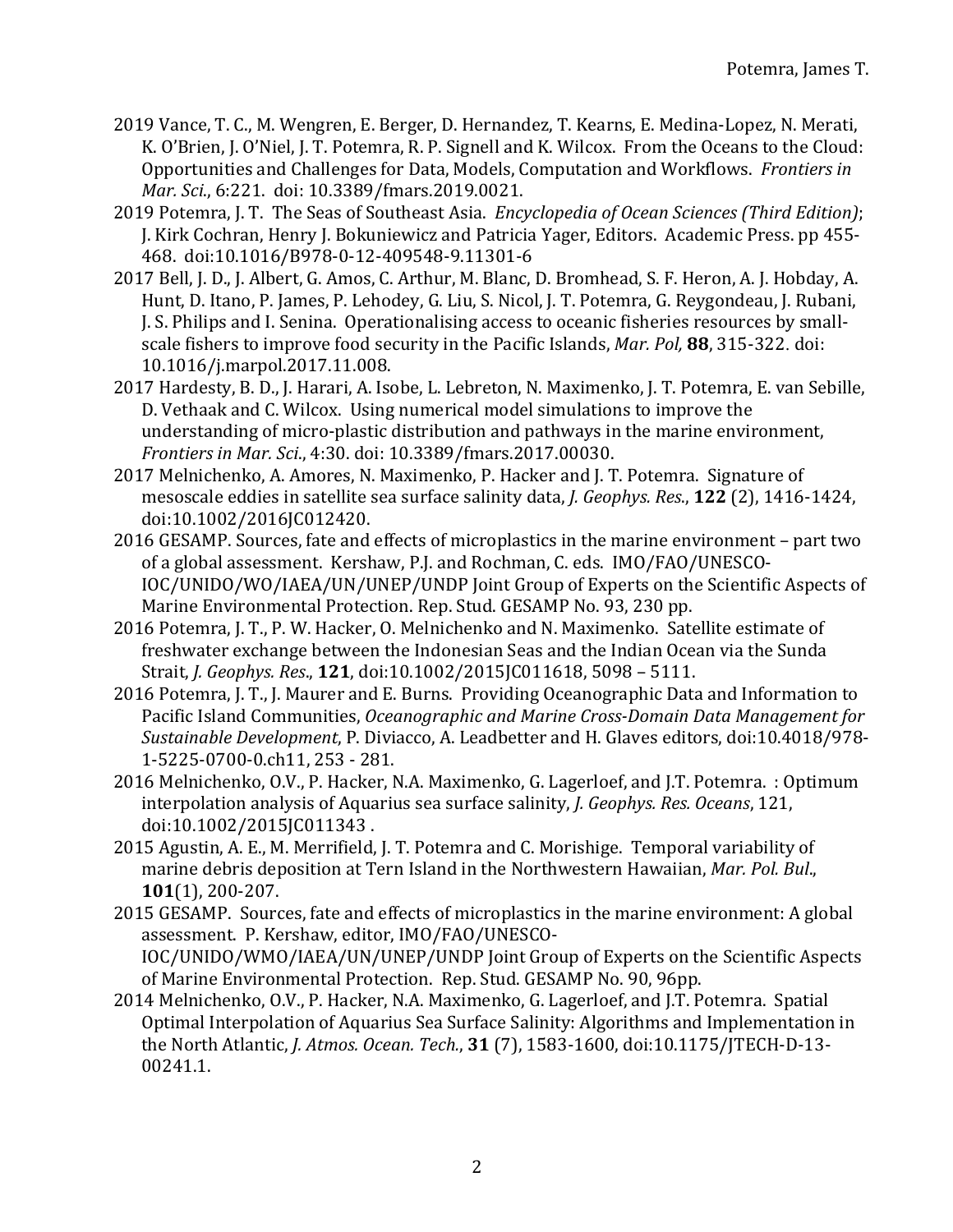2019 Vance, T. C., M. Wengren, E. Berger, D. Hernandez, T. Kearns, E. Medina-Lopez, N. Merati, K. O'Brien, J. O'Niel, J. T. Potemra, R. P. Signell and K. Wilcox. From the Oceans to the Cloud: Opportunities and Challenges for Data, Models, Computation and Workflows. *Frontiers in Mar. Sci.*, 6:221. doi: 10.3389/fmars.2019.0021.

2019 Potemra, J. T. The Seas of Southeast Asia. *Encyclopedia of Ocean Sciences (Third Edition)*; J. Kirk Cochran, Henry J. Bokuniewicz and Patricia Yager, Editors. Academic Press. pp 455-468. doi:10.1016/B978-0-12-409548-9.11301-6

2017 Bell, J. D., J. Albert, G. Amos, C. Arthur, M. Blanc, D. Bromhead, S. F. Heron, A. J. Hobday, A. Hunt, D. Itano, P. James, P. Lehodey, G. Liu, S. Nicol, J. T. Potemra, G. Reygondeau, J. Rubani, J. S. Philips and I. Senina. Operationalising access to oceanic fisheries resources by small-scale fishers to improve food security in the Pacific Islands, *Mar. Pol,* **88**, 315-322. doi: 10.1016/j.marpol.2017.11.008.

2017 Hardesty, B. D., J. Harari, A. Isobe, L. Lebreton, N. Maximenko, J. T. Potemra, E. van Sebille, D. Vethaak and C. Wilcox. Using numerical model simulations to improve the understanding of micro-plastic distribution and pathways in the marine environment, *Frontiers in Mar. Sci.*, 4:30. doi: 10.3389/fmars.2017.00030.

2017 Melnichenko, A. Amores, N. Maximenko, P. Hacker and J. T. Potemra. Signature of mesoscale eddies in satellite sea surface salinity data, *J. Geophys. Res.*, **122** (2), 1416-1424, doi:10.1002/2016JC012420.

2016 GESAMP. Sources, fate and effects of microplastics in the marine environment – part two of a global assessment. Kershaw, P.J. and Rochman, C. eds. IMO/FAO/UNESCO-IOC/UNIDO/WO/IAEA/UN/UNEP/UNDP Joint Group of Experts on the Scientific Aspects of Marine Environmental Protection. Rep. Stud. GESAMP No. 93, 230 pp.

2016 Potemra, J. T., P. W. Hacker, O. Melnichenko and N. Maximenko. Satellite estimate of freshwater exchange between the Indonesian Seas and the Indian Ocean via the Sunda Strait, *J. Geophys. Res.*, **121**, doi:10.1002/2015JC011618, 5098 – 5111.

2016 Potemra, J. T., J. Maurer and E. Burns. Providing Oceanographic Data and Information to Pacific Island Communities, *Oceanographic and Marine Cross-Domain Data Management for Sustainable Development*, P. Diviacco, A. Leadbetter and H. Glaves editors, doi:10.4018/978-1-5225-0700-0.ch11, 253 - 281.

2016 Melnichenko, O.V., P. Hacker, N.A. Maximenko, G. Lagerloef, and J.T. Potemra. : Optimum interpolation analysis of Aquarius sea surface salinity, *J. Geophys. Res. Oceans*, 121, doi:10.1002/2015JC011343 .

2015 Agustin, A. E., M. Merrifield, J. T. Potemra and C. Morishige. Temporal variability of marine debris deposition at Tern Island in the Northwestern Hawaiian, *Mar. Pol. Bul.*, **101**(1), 200-207.

2015 GESAMP. Sources, fate and effects of microplastics in the marine environment: A global assessment. P. Kershaw, editor, IMO/FAO/UNESCO-IOC/UNIDO/WMO/IAEA/UN/UNEP/UNDP Joint Group of Experts on the Scientific Aspects of Marine Environmental Protection. Rep. Stud. GESAMP No. 90, 96pp.

2014 Melnichenko, O.V., P. Hacker, N.A. Maximenko, G. Lagerloef, and J.T. Potemra. Spatial Optimal Interpolation of Aquarius Sea Surface Salinity: Algorithms and Implementation in the North Atlantic, *J. Atmos. Ocean. Tech.*, **31** (7), 1583-1600, doi:10.1175/JTECH-D-13-00241.1.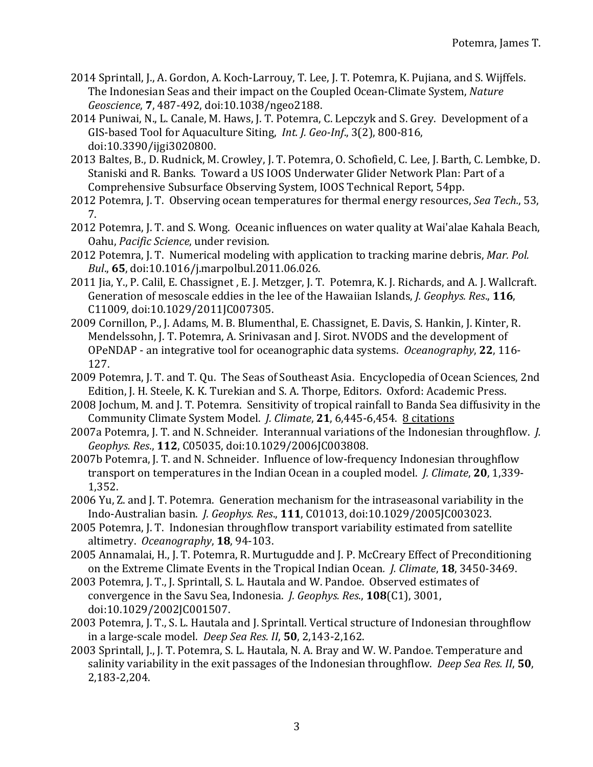2014 Sprintall, J., A. Gordon, A. Koch-Larrouy, T. Lee, J. T. Potemra, K. Pujiana, and S. Wijffels. The Indonesian Seas and their impact on the Coupled Ocean-Climate System, *Nature Geoscience*, **7**, 487-492, doi:10.1038/ngeo2188.

2014 Puniwai, N., L. Canale, M. Haws, J. T. Potemra, C. Lepczyk and S. Grey. Development of a GIS-based Tool for Aquaculture Siting, *Int. J. Geo-Inf.*, 3(2), 800-816, doi:10.3390/ijgi3020800.

2013 Baltes, B., D. Rudnick, M. Crowley, J. T. Potemra, O. Schofield, C. Lee, J. Barth, C. Lembke, D. Staniski and R. Banks. Toward a US IOOS Underwater Glider Network Plan: Part of a Comprehensive Subsurface Observing System, IOOS Technical Report, 54pp.

2012 Potemra, J. T. Observing ocean temperatures for thermal energy resources, *Sea Tech.*, 53, 7.

2012 Potemra, J. T. and S. Wong. Oceanic influences on water quality at Wai'alae Kahala Beach, Oahu, *Pacific Science*, under revision.

2012 Potemra, J. T. Numerical modeling with application to tracking marine debris, *Mar. Pol. Bul.*, **65**, doi:10.1016/j.marpolbul.2011.06.026.

2011 Jia, Y., P. Calil, E. Chassignet , E. J. Metzger, J. T. Potemra, K. J. Richards, and A. J. Wallcraft. Generation of mesoscale eddies in the lee of the Hawaiian Islands, *J. Geophys. Res.*, **116**, C11009, doi:10.1029/2011JC007305.

2009 Cornillon, P., J. Adams, M. B. Blumenthal, E. Chassignet, E. Davis, S. Hankin, J. Kinter, R. Mendelssohn, J. T. Potemra, A. Srinivasan and J. Sirot. NVODS and the development of OPeNDAP - an integrative tool for oceanographic data systems. *Oceanography*, **22**, 116-127.

2009 Potemra, J. T. and T. Qu. The Seas of Southeast Asia. Encyclopedia of Ocean Sciences, 2nd Edition, J. H. Steele, K. K. Turekian and S. A. Thorpe, Editors. Oxford: Academic Press.

2008 Jochum, M. and J. T. Potemra. Sensitivity of tropical rainfall to Banda Sea diffusivity in the Community Climate System Model. *J. Climate*, **21**, 6,445-6,454. 8 citations

2007a Potemra, J. T. and N. Schneider. Interannual variations of the Indonesian throughflow. *J. Geophys. Res.*, **112**, C05035, doi:10.1029/2006JC003808.

2007b Potemra, J. T. and N. Schneider. Influence of low-frequency Indonesian throughflow transport on temperatures in the Indian Ocean in a coupled model. *J. Climate*, **20**, 1,339-1,352.

2006 Yu, Z. and J. T. Potemra. Generation mechanism for the intraseasonal variability in the Indo-Australian basin. *J. Geophys. Res.*, **111**, C01013, doi:10.1029/2005JC003023.

2005 Potemra, J. T. Indonesian throughflow transport variability estimated from satellite altimetry. *Oceanography*, **18**, 94-103.

2005 Annamalai, H., J. T. Potemra, R. Murtugudde and J. P. McCreary Effect of Preconditioning on the Extreme Climate Events in the Tropical Indian Ocean. *J. Climate*, **18**, 3450-3469.

2003 Potemra, J. T., J. Sprintall, S. L. Hautala and W. Pandoe. Observed estimates of convergence in the Savu Sea, Indonesia. *J. Geophys. Res.*, **108**(C1), 3001, doi:10.1029/2002JC001507.

2003 Potemra, J. T., S. L. Hautala and J. Sprintall. Vertical structure of Indonesian throughflow in a large-scale model. *Deep Sea Res. II*, **50**, 2,143-2,162.

2003 Sprintall, J., J. T. Potemra, S. L. Hautala, N. A. Bray and W. W. Pandoe. Temperature and salinity variability in the exit passages of the Indonesian throughflow. *Deep Sea Res. II*, **50**, 2,183-2,204.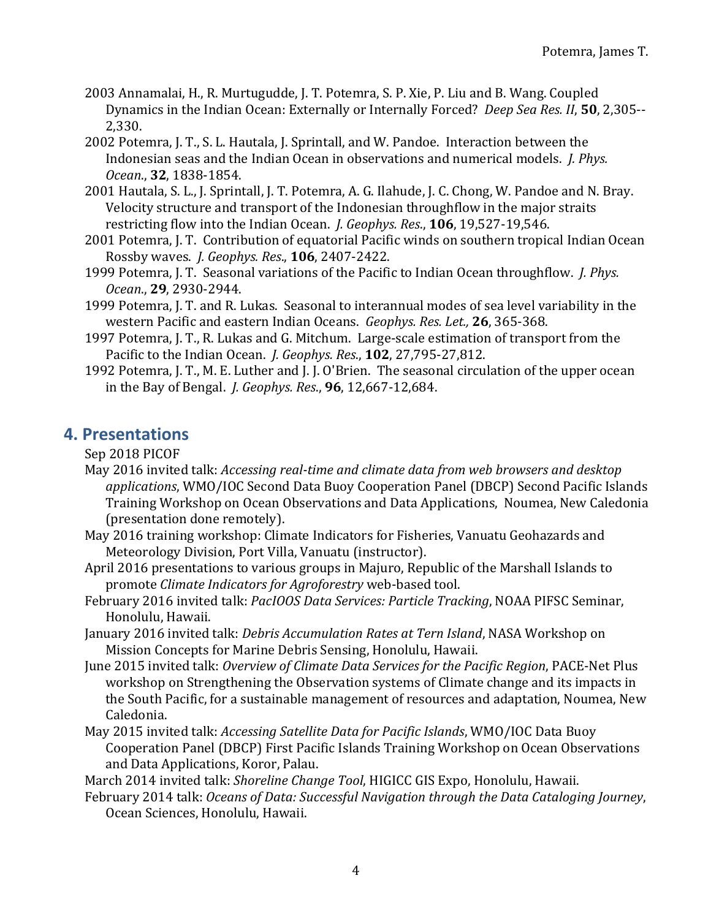2003 Annamalai, H., R. Murtugudde, J. T. Potemra, S. P. Xie, P. Liu and B. Wang. Coupled Dynamics in the Indian Ocean: Externally or Internally Forced? *Deep Sea Res. II*, **50**, 2,305--2,330.

2002 Potemra, J. T., S. L. Hautala, J. Sprintall, and W. Pandoe. Interaction between the Indonesian seas and the Indian Ocean in observations and numerical models. *J. Phys. Ocean.*, **32**, 1838-1854.

2001 Hautala, S. L., J. Sprintall, J. T. Potemra, A. G. Ilahude, J. C. Chong, W. Pandoe and N. Bray. Velocity structure and transport of the Indonesian throughflow in the major straits restricting flow into the Indian Ocean. *J. Geophys. Res.*, **106**, 19,527-19,546.

2001 Potemra, J. T. Contribution of equatorial Pacific winds on southern tropical Indian Ocean Rossby waves. *J. Geophys. Res*., **106**, 2407-2422.

1999 Potemra, J. T. Seasonal variations of the Pacific to Indian Ocean throughflow. *J. Phys. Ocean.*, **29**, 2930-2944.

1999 Potemra, J. T. and R. Lukas. Seasonal to interannual modes of sea level variability in the western Pacific and eastern Indian Oceans. *Geophys. Res. Let.,* **26**, 365-368.

1997 Potemra, J. T., R. Lukas and G. Mitchum. Large-scale estimation of transport from the Pacific to the Indian Ocean. *J. Geophys. Res.*, **102**, 27,795-27,812.

1992 Potemra, J. T., M. E. Luther and J. J. O'Brien. The seasonal circulation of the upper ocean in the Bay of Bengal. *J. Geophys. Res.*, **96**, 12,667-12,684.

## 4. Presentations

Sep 2018 PICOF

May 2016 invited talk: *Accessing real-time and climate data from web browsers and desktop applications*, WMO/IOC Second Data Buoy Cooperation Panel (DBCP) Second Pacific Islands Training Workshop on Ocean Observations and Data Applications, Noumea, New Caledonia (presentation done remotely).

May 2016 training workshop: Climate Indicators for Fisheries, Vanuatu Geohazards and Meteorology Division, Port Villa, Vanuatu (instructor).

April 2016 presentations to various groups in Majuro, Republic of the Marshall Islands to promote *Climate Indicators for Agroforestry* web-based tool.

February 2016 invited talk: *PacIOOS Data Services: Particle Tracking*, NOAA PIFSC Seminar, Honolulu, Hawaii.

January 2016 invited talk: *Debris Accumulation Rates at Tern Island*, NASA Workshop on Mission Concepts for Marine Debris Sensing, Honolulu, Hawaii.

June 2015 invited talk: *Overview of Climate Data Services for the Pacific Region*, PACE-Net Plus workshop on Strengthening the Observation systems of Climate change and its impacts in the South Pacific, for a sustainable management of resources and adaptation, Noumea, New Caledonia.

May 2015 invited talk: *Accessing Satellite Data for Pacific Islands*, WMO/IOC Data Buoy Cooperation Panel (DBCP) First Pacific Islands Training Workshop on Ocean Observations and Data Applications, Koror, Palau.

March 2014 invited talk: *Shoreline Change Tool*, HIGICC GIS Expo, Honolulu, Hawaii.

February 2014 talk: *Oceans of Data: Successful Navigation through the Data Cataloging Journey*, Ocean Sciences, Honolulu, Hawaii.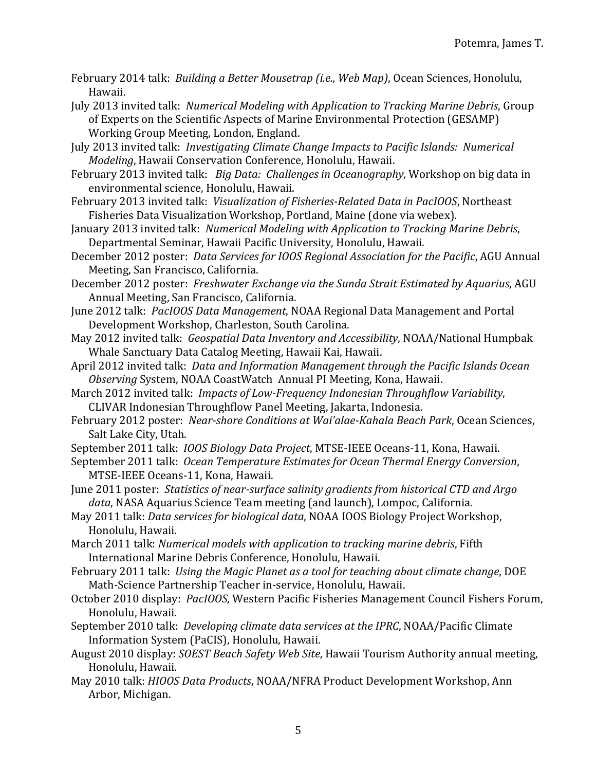February 2014 talk: *Building a Better Mousetrap (i.e., Web Map)*, Ocean Sciences, Honolulu, Hawaii.

July 2013 invited talk: *Numerical Modeling with Application to Tracking Marine Debris*, Group of Experts on the Scientific Aspects of Marine Environmental Protection (GESAMP) Working Group Meeting, London, England.

July 2013 invited talk: *Investigating Climate Change Impacts to Pacific Islands: Numerical Modeling*, Hawaii Conservation Conference, Honolulu, Hawaii.

February 2013 invited talk: *Big Data: Challenges in Oceanography*, Workshop on big data in environmental science, Honolulu, Hawaii.

February 2013 invited talk: *Visualization of Fisheries-Related Data in PacIOOS*, Northeast Fisheries Data Visualization Workshop, Portland, Maine (done via webex).

January 2013 invited talk: *Numerical Modeling with Application to Tracking Marine Debris*, Departmental Seminar, Hawaii Pacific University, Honolulu, Hawaii.

December 2012 poster: *Data Services for IOOS Regional Association for the Pacific*, AGU Annual Meeting, San Francisco, California.

December 2012 poster: *Freshwater Exchange via the Sunda Strait Estimated by Aquarius*, AGU Annual Meeting, San Francisco, California.

June 2012 talk: *PacIOOS Data Management*, NOAA Regional Data Management and Portal Development Workshop, Charleston, South Carolina.

May 2012 invited talk: *Geospatial Data Inventory and Accessibility*, NOAA/National Humpbak Whale Sanctuary Data Catalog Meeting, Hawaii Kai, Hawaii.

April 2012 invited talk: *Data and Information Management through the Pacific Islands Ocean Observing* System, NOAA CoastWatch Annual PI Meeting, Kona, Hawaii.

March 2012 invited talk: *Impacts of Low-Frequency Indonesian Throughflow Variability*, CLIVAR Indonesian Throughflow Panel Meeting, Jakarta, Indonesia.

February 2012 poster: *Near-shore Conditions at Wai'alae-Kahala Beach Park*, Ocean Sciences, Salt Lake City, Utah.

September 2011 talk: *IOOS Biology Data Project*, MTSE-IEEE Oceans-11, Kona, Hawaii.

September 2011 talk: *Ocean Temperature Estimates for Ocean Thermal Energy Conversion*, MTSE-IEEE Oceans-11, Kona, Hawaii.

June 2011 poster: *Statistics of near-surface salinity gradients from historical CTD and Argo data*, NASA Aquarius Science Team meeting (and launch), Lompoc, California.

May 2011 talk: *Data services for biological data*, NOAA IOOS Biology Project Workshop, Honolulu, Hawaii.

March 2011 talk: *Numerical models with application to tracking marine debris*, Fifth International Marine Debris Conference, Honolulu, Hawaii.

February 2011 talk: *Using the Magic Planet as a tool for teaching about climate change*, DOE Math-Science Partnership Teacher in-service, Honolulu, Hawaii.

October 2010 display: *PacIOOS*, Western Pacific Fisheries Management Council Fishers Forum, Honolulu, Hawaii.

September 2010 talk: *Developing climate data services at the IPRC*, NOAA/Pacific Climate Information System (PaCIS), Honolulu, Hawaii.

August 2010 display: *SOEST Beach Safety Web Site*, Hawaii Tourism Authority annual meeting, Honolulu, Hawaii.

May 2010 talk: *HIOOS Data Products*, NOAA/NFRA Product Development Workshop, Ann Arbor, Michigan.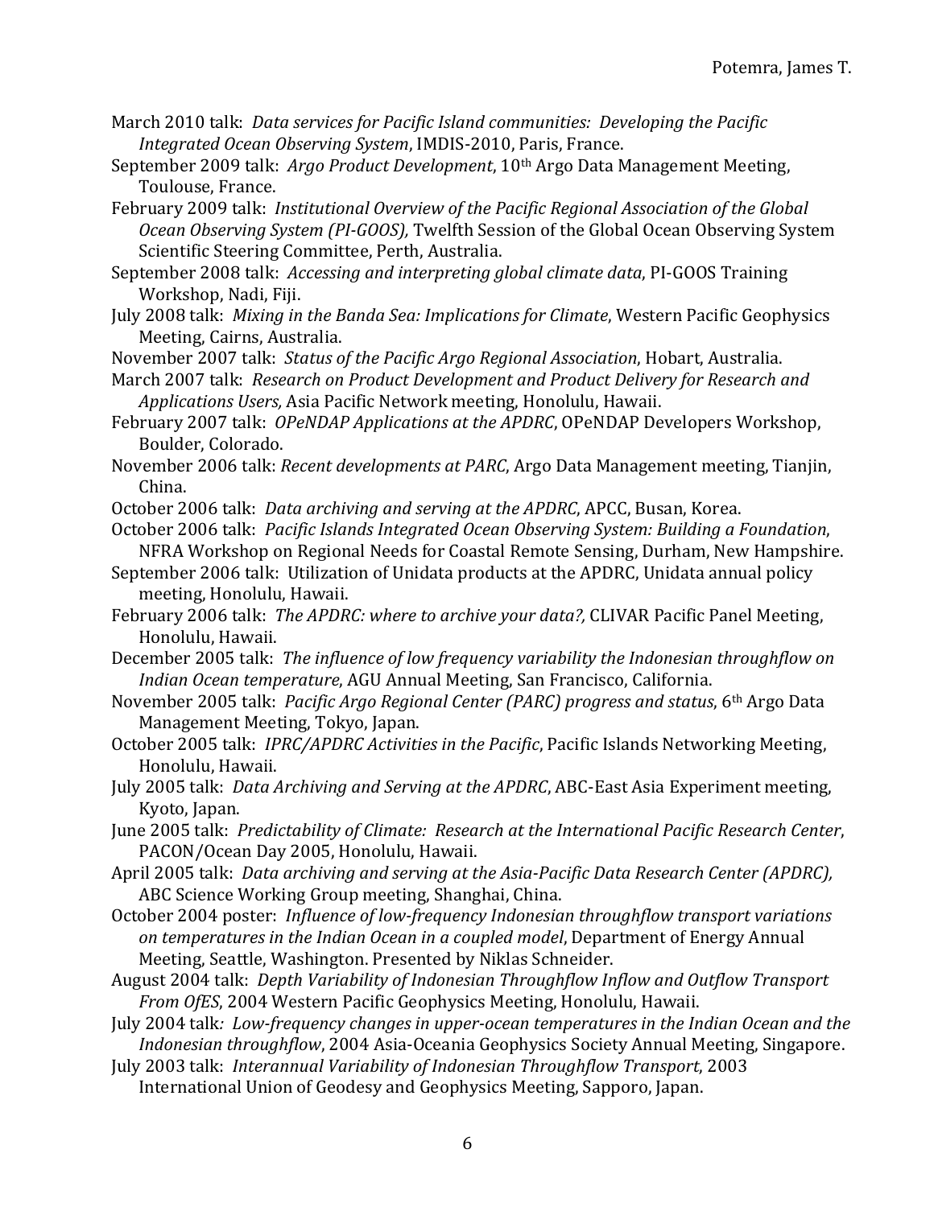March 2010 talk: *Data services for Pacific Island communities: Developing the Pacific Integrated Ocean Observing System*, IMDIS-2010, Paris, France.

September 2009 talk: *Argo Product Development*, 10th Argo Data Management Meeting, Toulouse, France.

February 2009 talk: *Institutional Overview of the Pacific Regional Association of the Global Ocean Observing System (PI-GOOS),* Twelfth Session of the Global Ocean Observing System Scientific Steering Committee, Perth, Australia.

September 2008 talk: *Accessing and interpreting global climate data*, PI-GOOS Training Workshop, Nadi, Fiji.

July 2008 talk: *Mixing in the Banda Sea: Implications for Climate*, Western Pacific Geophysics Meeting, Cairns, Australia.

November 2007 talk: *Status of the Pacific Argo Regional Association*, Hobart, Australia.

March 2007 talk: *Research on Product Development and Product Delivery for Research and Applications Users,* Asia Pacific Network meeting, Honolulu, Hawaii.

February 2007 talk: *OPeNDAP Applications at the APDRC*, OPeNDAP Developers Workshop, Boulder, Colorado.

November 2006 talk: *Recent developments at PARC*, Argo Data Management meeting, Tianjin, China.

October 2006 talk: *Data archiving and serving at the APDRC*, APCC, Busan, Korea.

October 2006 talk: *Pacific Islands Integrated Ocean Observing System: Building a Foundation*, NFRA Workshop on Regional Needs for Coastal Remote Sensing, Durham, New Hampshire.

September 2006 talk: Utilization of Unidata products at the APDRC, Unidata annual policy meeting, Honolulu, Hawaii.

February 2006 talk: *The APDRC: where to archive your data?,* CLIVAR Pacific Panel Meeting, Honolulu, Hawaii.

December 2005 talk: *The influence of low frequency variability the Indonesian throughflow on Indian Ocean temperature*, AGU Annual Meeting, San Francisco, California.

November 2005 talk: *Pacific Argo Regional Center (PARC) progress and status*, 6th Argo Data Management Meeting, Tokyo, Japan.

October 2005 talk: *IPRC/APDRC Activities in the Pacific*, Pacific Islands Networking Meeting, Honolulu, Hawaii.

July 2005 talk: *Data Archiving and Serving at the APDRC*, ABC-East Asia Experiment meeting, Kyoto, Japan.

June 2005 talk: *Predictability of Climate: Research at the International Pacific Research Center*, PACON/Ocean Day 2005, Honolulu, Hawaii.

April 2005 talk: *Data archiving and serving at the Asia-Pacific Data Research Center (APDRC),* ABC Science Working Group meeting, Shanghai, China.

October 2004 poster: *Influence of low-frequency Indonesian throughflow transport variations on temperatures in the Indian Ocean in a coupled model*, Department of Energy Annual Meeting, Seattle, Washington. Presented by Niklas Schneider.

August 2004 talk: *Depth Variability of Indonesian Throughflow Inflow and Outflow Transport From OfES*, 2004 Western Pacific Geophysics Meeting, Honolulu, Hawaii.

July 2004 talk*: Low-frequency changes in upper-ocean temperatures in the Indian Ocean and the Indonesian throughflow*, 2004 Asia-Oceania Geophysics Society Annual Meeting, Singapore.

July 2003 talk: *Interannual Variability of Indonesian Throughflow Transport*, 2003 International Union of Geodesy and Geophysics Meeting, Sapporo, Japan.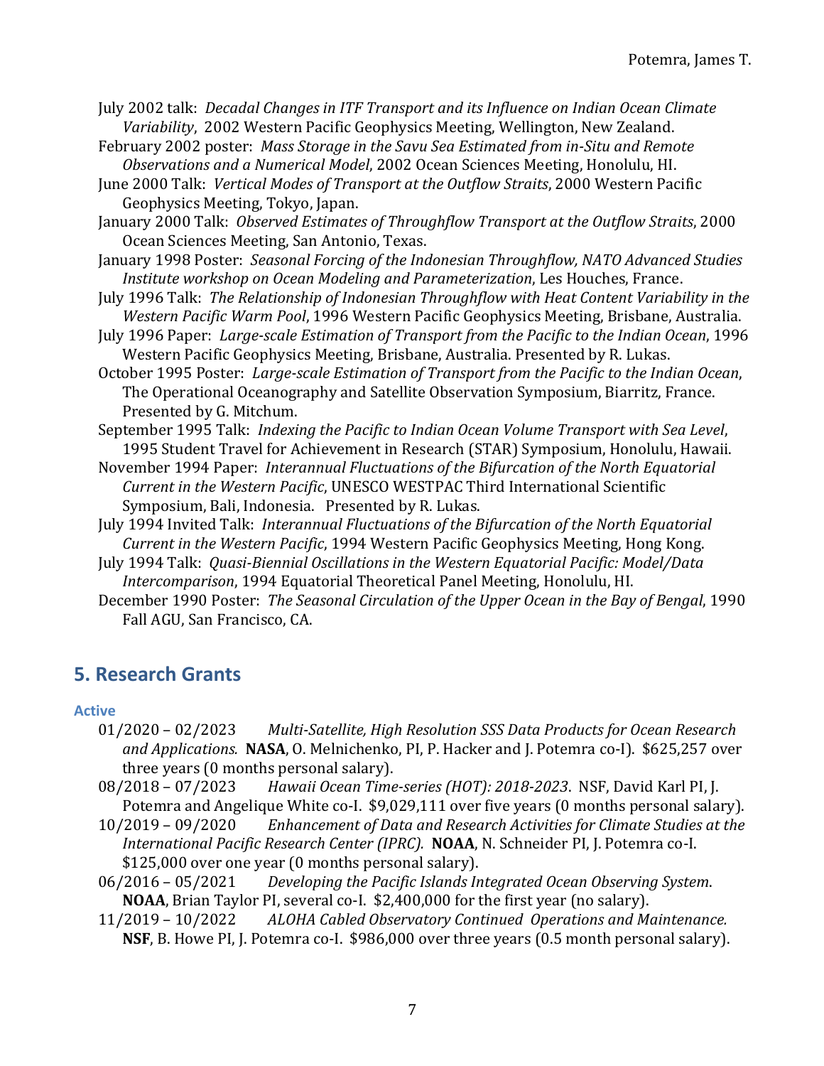July 2002 talk: *Decadal Changes in ITF Transport and its Influence on Indian Ocean Climate Variability*, 2002 Western Pacific Geophysics Meeting, Wellington, New Zealand.

February 2002 poster: *Mass Storage in the Savu Sea Estimated from in-Situ and Remote Observations and a Numerical Model*, 2002 Ocean Sciences Meeting, Honolulu, HI.

June 2000 Talk: *Vertical Modes of Transport at the Outflow Straits*, 2000 Western Pacific Geophysics Meeting, Tokyo, Japan.

January 2000 Talk: *Observed Estimates of Throughflow Transport at the Outflow Straits*, 2000 Ocean Sciences Meeting, San Antonio, Texas.

January 1998 Poster: *Seasonal Forcing of the Indonesian Throughflow, NATO Advanced Studies Institute workshop on Ocean Modeling and Parameterization*, Les Houches, France.

July 1996 Talk: *The Relationship of Indonesian Throughflow with Heat Content Variability in the Western Pacific Warm Pool*, 1996 Western Pacific Geophysics Meeting, Brisbane, Australia.

July 1996 Paper: *Large-scale Estimation of Transport from the Pacific to the Indian Ocean*, 1996 Western Pacific Geophysics Meeting, Brisbane, Australia. Presented by R. Lukas.

October 1995 Poster: *Large-scale Estimation of Transport from the Pacific to the Indian Ocean*, The Operational Oceanography and Satellite Observation Symposium, Biarritz, France. Presented by G. Mitchum.

September 1995 Talk: *Indexing the Pacific to Indian Ocean Volume Transport with Sea Level*, 1995 Student Travel for Achievement in Research (STAR) Symposium, Honolulu, Hawaii.

November 1994 Paper: *Interannual Fluctuations of the Bifurcation of the North Equatorial Current in the Western Pacific*, UNESCO WESTPAC Third International Scientific Symposium, Bali, Indonesia. Presented by R. Lukas.

July 1994 Invited Talk: *Interannual Fluctuations of the Bifurcation of the North Equatorial Current in the Western Pacific*, 1994 Western Pacific Geophysics Meeting, Hong Kong.

July 1994 Talk: *Quasi-Biennial Oscillations in the Western Equatorial Pacific: Model/Data Intercomparison*, 1994 Equatorial Theoretical Panel Meeting, Honolulu, HI.

December 1990 Poster: *The Seasonal Circulation of the Upper Ocean in the Bay of Bengal*, 1990 Fall AGU, San Francisco, CA.

## 5. Research Grants

### Active

01/2020 – 02/2023 *Multi-Satellite, High Resolution SSS Data Products for Ocean Research and Applications.* **NASA**, O. Melnichenko, PI, P. Hacker and J. Potemra co-I). $625,257 over three years (0 months personal salary).

08/2018 – 07/2023 *Hawaii Ocean Time-series (HOT): 2018-2023*. NSF, David Karl PI, J. Potemra and Angelique White co-I. $9,029,111 over five years (0 months personal salary).

10/2019 – 09/2020 *Enhancement of Data and Research Activities for Climate Studies at the International Pacific Research Center (IPRC).* **NOAA**, N. Schneider PI, J. Potemra co-I. $125,000 over one year (0 months personal salary).

06/2016 – 05/2021 *Developing the Pacific Islands Integrated Ocean Observing System*. **NOAA**, Brian Taylor PI, several co-I. $2,400,000 for the first year (no salary).

11/2019 – 10/2022 *ALOHA Cabled Observatory Continued Operations and Maintenance.* **NSF**, B. Howe PI, J. Potemra co-I. $986,000 over three years (0.5 month personal salary).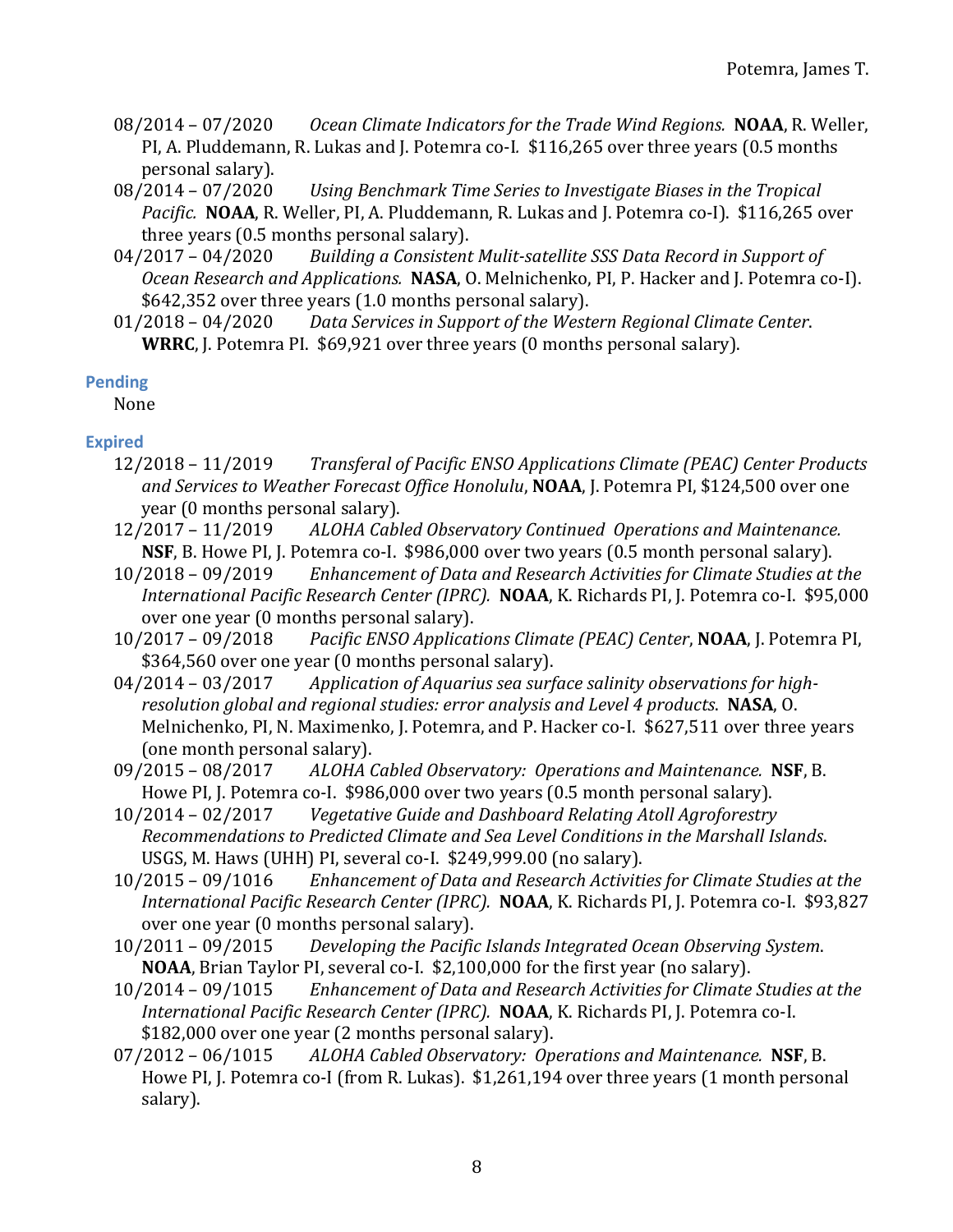- 08/2014 – 07/2020 *Ocean Climate Indicators for the Trade Wind Regions.* **NOAA**, R. Weller, PI, A. Pluddemann, R. Lukas and J. Potemra co-I. $116,265 over three years (0.5 months personal salary).
- 08/2014 – 07/2020 *Using Benchmark Time Series to Investigate Biases in the Tropical Pacific.* **NOAA**, R. Weller, PI, A. Pluddemann, R. Lukas and J. Potemra co-I). $116,265 over three years (0.5 months personal salary).
- 04/2017 – 04/2020 *Building a Consistent Mulit-satellite SSS Data Record in Support of Ocean Research and Applications.* **NASA**, O. Melnichenko, PI, P. Hacker and J. Potemra co-I). $642,352 over three years (1.0 months personal salary).
- 01/2018 – 04/2020 *Data Services in Support of the Western Regional Climate Center.* **WRRC**, J. Potemra PI. $69,921 over three years (0 months personal salary).

### Pending

None

### Expired

- 12/2018 – 11/2019 *Transferal of Pacific ENSO Applications Climate (PEAC) Center Products and Services to Weather Forecast Office Honolulu*, **NOAA**, J. Potemra PI, $124,500 over one year (0 months personal salary).
- 12/2017 – 11/2019 *ALOHA Cabled Observatory Continued Operations and Maintenance.* **NSF**, B. Howe PI, J. Potemra co-I. $986,000 over two years (0.5 month personal salary).
- 10/2018 – 09/2019 *Enhancement of Data and Research Activities for Climate Studies at the International Pacific Research Center (IPRC).* **NOAA**, K. Richards PI, J. Potemra co-I. $95,000 over one year (0 months personal salary).
- 10/2017 – 09/2018 *Pacific ENSO Applications Climate (PEAC) Center*, **NOAA**, J. Potemra PI, $364,560 over one year (0 months personal salary).
- 04/2014 – 03/2017 *Application of Aquarius sea surface salinity observations for high-resolution global and regional studies: error analysis and Level 4 products*. **NASA**, O. Melnichenko, PI, N. Maximenko, J. Potemra, and P. Hacker co-I. $627,511 over three years (one month personal salary).
- 09/2015 – 08/2017 *ALOHA Cabled Observatory: Operations and Maintenance.* **NSF**, B. Howe PI, J. Potemra co-I. $986,000 over two years (0.5 month personal salary).
- 10/2014 – 02/2017 *Vegetative Guide and Dashboard Relating Atoll Agroforestry Recommendations to Predicted Climate and Sea Level Conditions in the Marshall Islands*. USGS, M. Haws (UHH) PI, several co-I. $249,999.00 (no salary).
- 10/2015 – 09/1016 *Enhancement of Data and Research Activities for Climate Studies at the International Pacific Research Center (IPRC).* **NOAA**, K. Richards PI, J. Potemra co-I. $93,827 over one year (0 months personal salary).
- 10/2011 – 09/2015 *Developing the Pacific Islands Integrated Ocean Observing System*. **NOAA**, Brian Taylor PI, several co-I. $2,100,000 for the first year (no salary).
- 10/2014 – 09/1015 *Enhancement of Data and Research Activities for Climate Studies at the International Pacific Research Center (IPRC).* **NOAA**, K. Richards PI, J. Potemra co-I. $182,000 over one year (2 months personal salary).
- 07/2012 – 06/1015 *ALOHA Cabled Observatory: Operations and Maintenance.* **NSF**, B. Howe PI, J. Potemra co-I (from R. Lukas). $1,261,194 over three years (1 month personal salary).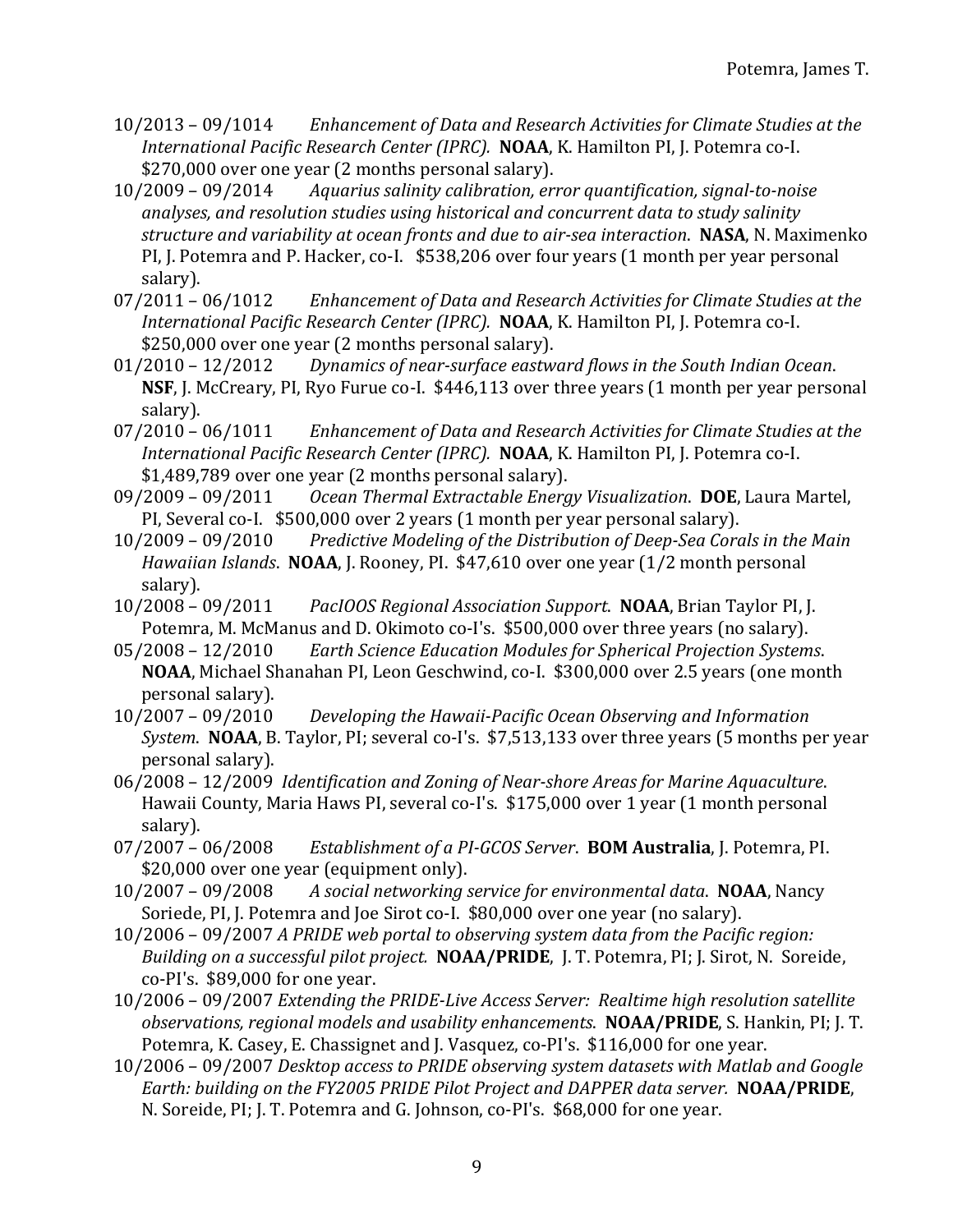10/2013 – 09/1014 *Enhancement of Data and Research Activities for Climate Studies at the International Pacific Research Center (IPRC).* **NOAA**, K. Hamilton PI, J. Potemra co-I. $270,000 over one year (2 months personal salary).

10/2009 – 09/2014 *Aquarius salinity calibration, error quantification, signal-to-noise analyses, and resolution studies using historical and concurrent data to study salinity structure and variability at ocean fronts and due to air-sea interaction*. **NASA**, N. Maximenko PI, J. Potemra and P. Hacker, co-I. $538,206 over four years (1 month per year personal salary).

07/2011 – 06/1012 *Enhancement of Data and Research Activities for Climate Studies at the International Pacific Research Center (IPRC).* **NOAA**, K. Hamilton PI, J. Potemra co-I. $250,000 over one year (2 months personal salary).

01/2010 – 12/2012 *Dynamics of near-surface eastward flows in the South Indian Ocean*. **NSF**, J. McCreary, PI, Ryo Furue co-I. $446,113 over three years (1 month per year personal salary).

07/2010 – 06/1011 *Enhancement of Data and Research Activities for Climate Studies at the International Pacific Research Center (IPRC).* **NOAA**, K. Hamilton PI, J. Potemra co-I. $1,489,789 over one year (2 months personal salary).

09/2009 – 09/2011 *Ocean Thermal Extractable Energy Visualization*. **DOE**, Laura Martel, PI, Several co-I. $500,000 over 2 years (1 month per year personal salary).

10/2009 – 09/2010 *Predictive Modeling of the Distribution of Deep-Sea Corals in the Main Hawaiian Islands*. **NOAA**, J. Rooney, PI. $47,610 over one year (1/2 month personal salary).

10/2008 – 09/2011 *PacIOOS Regional Association Support*. **NOAA**, Brian Taylor PI, J. Potemra, M. McManus and D. Okimoto co-I's. $500,000 over three years (no salary).

05/2008 – 12/2010 *Earth Science Education Modules for Spherical Projection Systems*. **NOAA**, Michael Shanahan PI, Leon Geschwind, co-I. $300,000 over 2.5 years (one month personal salary).

10/2007 – 09/2010 *Developing the Hawaii-Pacific Ocean Observing and Information System*. **NOAA**, B. Taylor, PI; several co-I's. $7,513,133 over three years (5 months per year personal salary).

06/2008 – 12/2009 *Identification and Zoning of Near-shore Areas for Marine Aquaculture*. Hawaii County, Maria Haws PI, several co-I's. $175,000 over 1 year (1 month personal salary).

07/2007 – 06/2008 *Establishment of a PI-GCOS Server*. **BOM Australia**, J. Potemra, PI. $20,000 over one year (equipment only).

10/2007 – 09/2008 *A social networking service for environmental data*. **NOAA**, Nancy Soriede, PI, J. Potemra and Joe Sirot co-I. $80,000 over one year (no salary).

10/2006 – 09/2007 *A PRIDE web portal to observing system data from the Pacific region: Building on a successful pilot project.* **NOAA/PRIDE**, J. T. Potemra, PI; J. Sirot, N. Soreide, co-PI's. $89,000 for one year.

10/2006 – 09/2007 *Extending the PRIDE-Live Access Server: Realtime high resolution satellite observations, regional models and usability enhancements*. **NOAA/PRIDE**, S. Hankin, PI; J. T. Potemra, K. Casey, E. Chassignet and J. Vasquez, co-PI's. $116,000 for one year.

10/2006 – 09/2007 *Desktop access to PRIDE observing system datasets with Matlab and Google Earth: building on the FY2005 PRIDE Pilot Project and DAPPER data server.* **NOAA/PRIDE**, N. Soreide, PI; J. T. Potemra and G. Johnson, co-PI's. $68,000 for one year.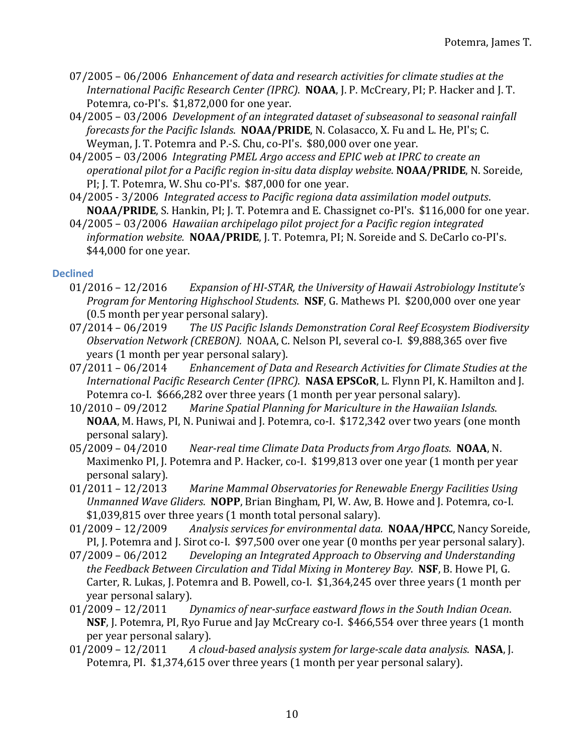- 07/2005 – 06/2006 *Enhancement of data and research activities for climate studies at the International Pacific Research Center (IPRC)*. **NOAA**, J. P. McCreary, PI; P. Hacker and J. T. Potemra, co-PI's. $1,872,000 for one year.
- 04/2005 – 03/2006 *Development of an integrated dataset of subseasonal to seasonal rainfall forecasts for the Pacific Islands*. **NOAA/PRIDE**, N. Colasacco, X. Fu and L. He, PI's; C. Weyman, J. T. Potemra and P.-S. Chu, co-PI's. $80,000 over one year.
- 04/2005 – 03/2006 *Integrating PMEL Argo access and EPIC web at IPRC to create an operational pilot for a Pacific region in-situ data display website*. **NOAA/PRIDE**, N. Soreide, PI; J. T. Potemra, W. Shu co-PI's. $87,000 for one year.
- 04/2005 - 3/2006 *Integrated access to Pacific regiona data assimilation model outputs*. **NOAA/PRIDE**, S. Hankin, PI; J. T. Potemra and E. Chassignet co-PI's. $116,000 for one year.
- 04/2005 – 03/2006 *Hawaiian archipelago pilot project for a Pacific region integrated information website.* **NOAA/PRIDE**, J. T. Potemra, PI; N. Soreide and S. DeCarlo co-PI's. $44,000 for one year.

### Declined

- 01/2016 – 12/2016 *Expansion of HI-STAR, the University of Hawaii Astrobiology Institute's Program for Mentoring Highschool Students*. **NSF**, G. Mathews PI. $200,000 over one year (0.5 month per year personal salary).
- 07/2014 – 06/2019 *The US Pacific Islands Demonstration Coral Reef Ecosystem Biodiversity Observation Network (CREBON).* NOAA, C. Nelson PI, several co-I. $9,888,365 over five years (1 month per year personal salary).
- 07/2011 – 06/2014 *Enhancement of Data and Research Activities for Climate Studies at the International Pacific Research Center (IPRC)*. **NASA EPSCoR**, L. Flynn PI, K. Hamilton and J. Potemra co-I. $666,282 over three years (1 month per year personal salary).
- 10/2010 – 09/2012 *Marine Spatial Planning for Mariculture in the Hawaiian Islands*. **NOAA**, M. Haws, PI, N. Puniwai and J. Potemra, co-I. $172,342 over two years (one month personal salary).
- 05/2009 – 04/2010 *Near-real time Climate Data Products from Argo floats*. **NOAA**, N. Maximenko PI, J. Potemra and P. Hacker, co-I. $199,813 over one year (1 month per year personal salary).
- 01/2011 – 12/2013 *Marine Mammal Observatories for Renewable Energy Facilities Using Unmanned Wave Gliders*. **NOPP**, Brian Bingham, PI, W. Aw, B. Howe and J. Potemra, co-I. $1,039,815 over three years (1 month total personal salary).
- 01/2009 – 12/2009 *Analysis services for environmental data.* **NOAA/HPCC**, Nancy Soreide, PI, J. Potemra and J. Sirot co-I. $97,500 over one year (0 months per year personal salary).
- 07/2009 – 06/2012 *Developing an Integrated Approach to Observing and Understanding the Feedback Between Circulation and Tidal Mixing in Monterey Bay*. **NSF**, B. Howe PI, G. Carter, R. Lukas, J. Potemra and B. Powell, co-I. $1,364,245 over three years (1 month per year personal salary).
- 01/2009 – 12/2011 *Dynamics of near-surface eastward flows in the South Indian Ocean*. **NSF**, J. Potemra, PI, Ryo Furue and Jay McCreary co-I. $466,554 over three years (1 month per year personal salary).
- 01/2009 – 12/2011 *A cloud-based analysis system for large-scale data analysis*. **NASA**, J. Potemra, PI. $1,374,615 over three years (1 month per year personal salary).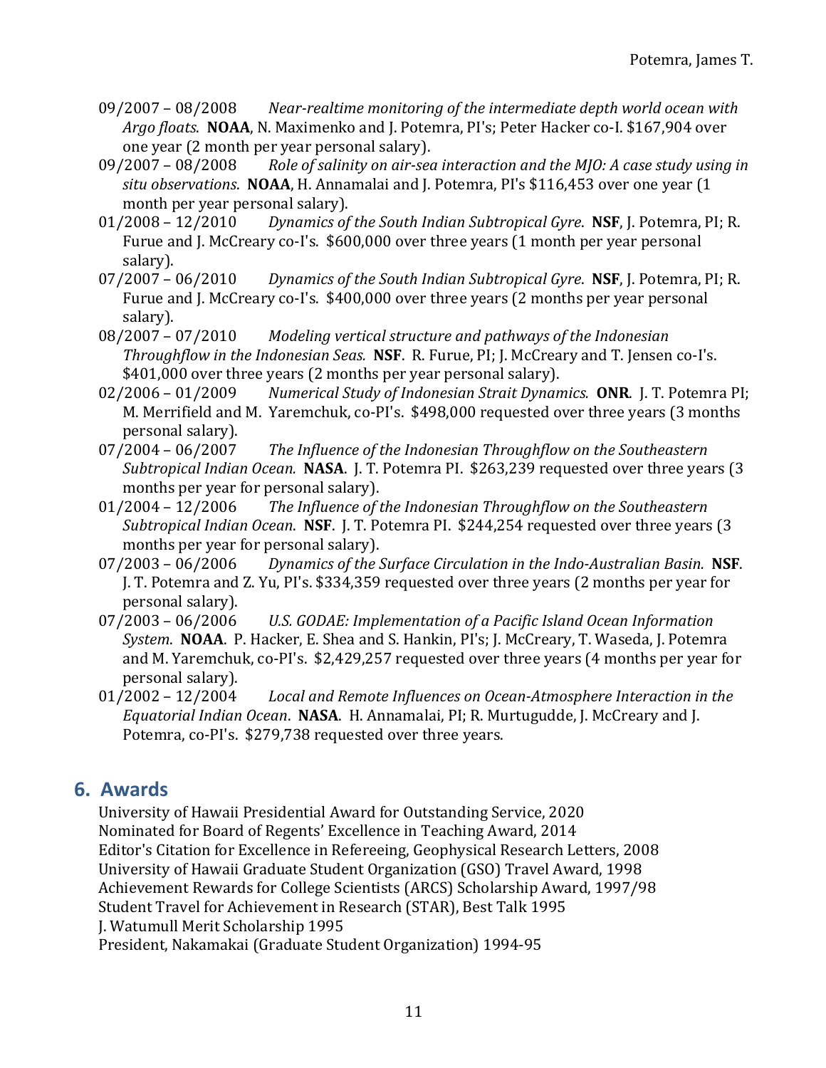09/2007 – 08/2008 *Near-realtime monitoring of the intermediate depth world ocean with Argo floats*. **NOAA**, N. Maximenko and J. Potemra, PI's; Peter Hacker co-I. $167,904 over one year (2 month per year personal salary).

09/2007 – 08/2008 *Role of salinity on air-sea interaction and the MJO: A case study using in situ observations*. **NOAA**, H. Annamalai and J. Potemra, PI's $116,453 over one year (1 month per year personal salary).

01/2008 – 12/2010 *Dynamics of the South Indian Subtropical Gyre*. **NSF**, J. Potemra, PI; R. Furue and J. McCreary co-I's. $600,000 over three years (1 month per year personal salary).

07/2007 – 06/2010 *Dynamics of the South Indian Subtropical Gyre*. **NSF**, J. Potemra, PI; R. Furue and J. McCreary co-I's. $400,000 over three years (2 months per year personal salary).

08/2007 – 07/2010 *Modeling vertical structure and pathways of the Indonesian Throughflow in the Indonesian Seas.* **NSF**. R. Furue, PI; J. McCreary and T. Jensen co-I's. $401,000 over three years (2 months per year personal salary).

02/2006 – 01/2009 *Numerical Study of Indonesian Strait Dynamics.* **ONR**. J. T. Potemra PI; M. Merrifield and M. Yaremchuk, co-PI's. $498,000 requested over three years (3 months personal salary).

07/2004 – 06/2007 *The Influence of the Indonesian Throughflow on the Southeastern Subtropical Indian Ocean.* **NASA**. J. T. Potemra PI. $263,239 requested over three years (3 months per year for personal salary).

01/2004 – 12/2006 *The Influence of the Indonesian Throughflow on the Southeastern Subtropical Indian Ocean*. **NSF**. J. T. Potemra PI. $244,254 requested over three years (3 months per year for personal salary).

07/2003 – 06/2006 *Dynamics of the Surface Circulation in the Indo-Australian Basin.* **NSF**. J. T. Potemra and Z. Yu, PI's. $334,359 requested over three years (2 months per year for personal salary).

07/2003 – 06/2006 *U.S. GODAE: Implementation of a Pacific Island Ocean Information System*. **NOAA**. P. Hacker, E. Shea and S. Hankin, PI's; J. McCreary, T. Waseda, J. Potemra and M. Yaremchuk, co-PI's. $2,429,257 requested over three years (4 months per year for personal salary).

01/2002 – 12/2004 *Local and Remote Influences on Ocean-Atmosphere Interaction in the Equatorial Indian Ocean*. **NASA**. H. Annamalai, PI; R. Murtugudde, J. McCreary and J. Potemra, co-PI's. $279,738 requested over three years.

## 6. Awards

University of Hawaii Presidential Award for Outstanding Service, 2020
Nominated for Board of Regents' Excellence in Teaching Award, 2014
Editor's Citation for Excellence in Refereeing, Geophysical Research Letters, 2008
University of Hawaii Graduate Student Organization (GSO) Travel Award, 1998
Achievement Rewards for College Scientists (ARCS) Scholarship Award, 1997/98
Student Travel for Achievement in Research (STAR), Best Talk 1995
J. Watumull Merit Scholarship 1995
President, Nakamakai (Graduate Student Organization) 1994-95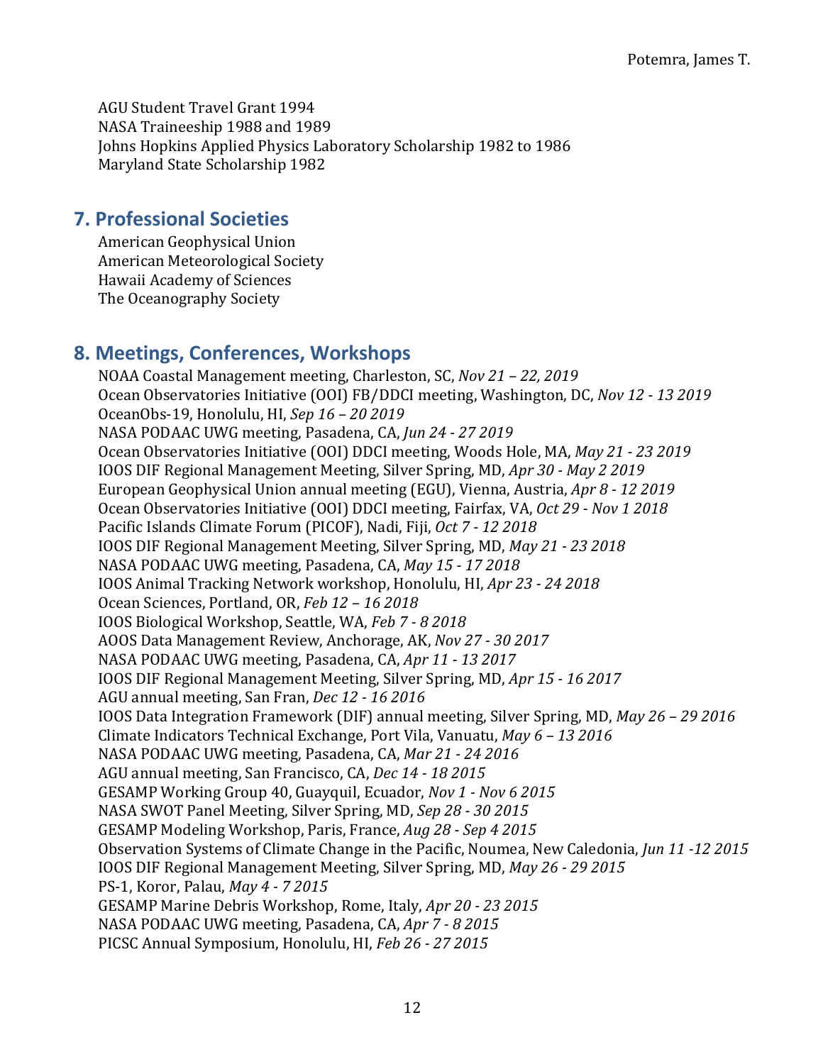AGU Student Travel Grant 1994
NASA Traineeship 1988 and 1989
Johns Hopkins Applied Physics Laboratory Scholarship 1982 to 1986
Maryland State Scholarship 1982

## 7. Professional Societies

American Geophysical Union
American Meteorological Society
Hawaii Academy of Sciences
The Oceanography Society

## 8. Meetings, Conferences, Workshops

NOAA Coastal Management meeting, Charleston, SC, *Nov 21 – 22, 2019*
Ocean Observatories Initiative (OOI) FB/DDCI meeting, Washington, DC, *Nov 12 - 13 2019*
OceanObs-19, Honolulu, HI, *Sep 16 – 20 2019*
NASA PODAAC UWG meeting, Pasadena, CA, *Jun 24 - 27 2019*
Ocean Observatories Initiative (OOI) DDCI meeting, Woods Hole, MA, *May 21 - 23 2019*
IOOS DIF Regional Management Meeting, Silver Spring, MD, *Apr 30 - May 2 2019*
European Geophysical Union annual meeting (EGU), Vienna, Austria, *Apr 8 - 12 2019*
Ocean Observatories Initiative (OOI) DDCI meeting, Fairfax, VA, *Oct 29 - Nov 1 2018*
Pacific Islands Climate Forum (PICOF), Nadi, Fiji, *Oct 7 - 12 2018*
IOOS DIF Regional Management Meeting, Silver Spring, MD, *May 21 - 23 2018*
NASA PODAAC UWG meeting, Pasadena, CA, *May 15 - 17 2018*
IOOS Animal Tracking Network workshop, Honolulu, HI, *Apr 23 - 24 2018*
Ocean Sciences, Portland, OR, *Feb 12 – 16 2018*
IOOS Biological Workshop, Seattle, WA, *Feb 7 - 8 2018*
AOOS Data Management Review, Anchorage, AK, *Nov 27 - 30 2017*
NASA PODAAC UWG meeting, Pasadena, CA, *Apr 11 - 13 2017*
IOOS DIF Regional Management Meeting, Silver Spring, MD, *Apr 15 - 16 2017*
AGU annual meeting, San Fran, *Dec 12 - 16 2016*
IOOS Data Integration Framework (DIF) annual meeting, Silver Spring, MD, *May 26 – 29 2016*
Climate Indicators Technical Exchange, Port Vila, Vanuatu, *May 6 – 13 2016*
NASA PODAAC UWG meeting, Pasadena, CA, *Mar 21 - 24 2016*
AGU annual meeting, San Francisco, CA, *Dec 14 - 18 2015*
GESAMP Working Group 40, Guayquil, Ecuador, *Nov 1 - Nov 6 2015*
NASA SWOT Panel Meeting, Silver Spring, MD, *Sep 28 - 30 2015*
GESAMP Modeling Workshop, Paris, France, *Aug 28 - Sep 4 2015*
Observation Systems of Climate Change in the Pacific, Noumea, New Caledonia, *Jun 11 -12 2015*
IOOS DIF Regional Management Meeting, Silver Spring, MD, *May 26 - 29 2015*
PS-1, Koror, Palau, *May 4 - 7 2015*
GESAMP Marine Debris Workshop, Rome, Italy, *Apr 20 - 23 2015*
NASA PODAAC UWG meeting, Pasadena, CA, *Apr 7 - 8 2015*
PICSC Annual Symposium, Honolulu, HI, *Feb 26 - 27 2015*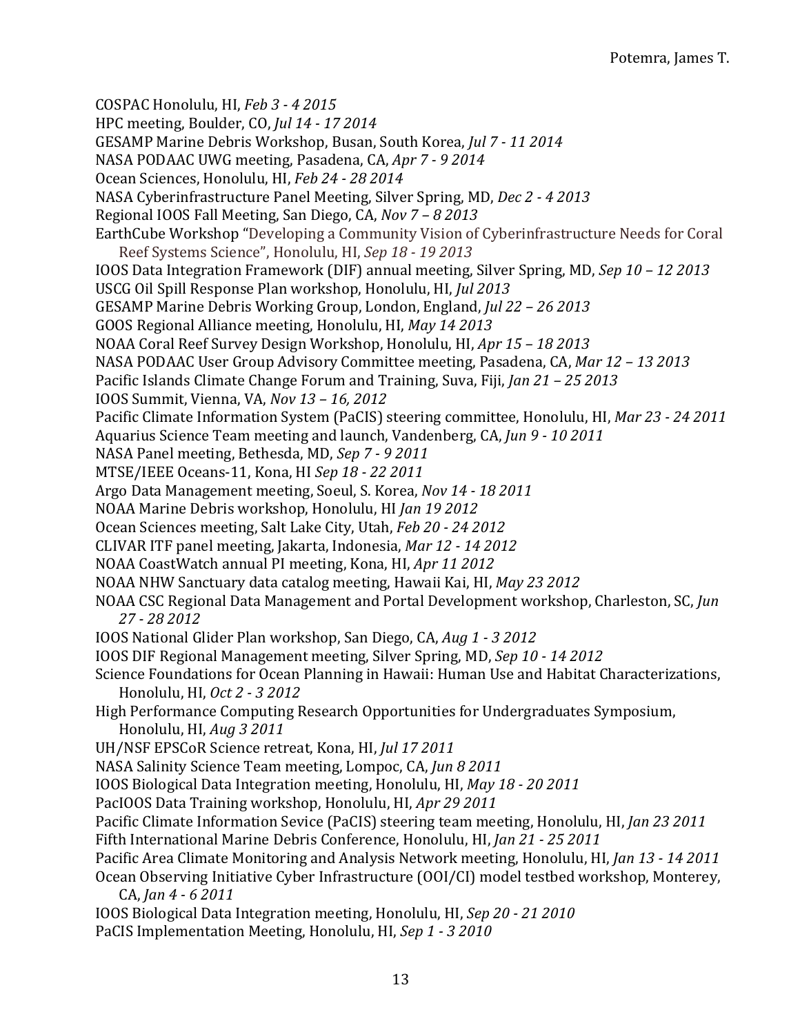COSPAC Honolulu, HI, *Feb 3 - 4 2015*
HPC meeting, Boulder, CO, *Jul 14 - 17 2014*
GESAMP Marine Debris Workshop, Busan, South Korea, *Jul 7 - 11 2014*
NASA PODAAC UWG meeting, Pasadena, CA, *Apr 7 - 9 2014*
Ocean Sciences, Honolulu, HI, *Feb 24 - 28 2014*
NASA Cyberinfrastructure Panel Meeting, Silver Spring, MD, *Dec 2 - 4 2013*
Regional IOOS Fall Meeting, San Diego, CA, *Nov 7 – 8 2013*
EarthCube Workshop "Developing a Community Vision of Cyberinfrastructure Needs for Coral Reef Systems Science", Honolulu, HI, *Sep 18 - 19 2013*
IOOS Data Integration Framework (DIF) annual meeting, Silver Spring, MD, *Sep 10 – 12 2013*
USCG Oil Spill Response Plan workshop, Honolulu, HI, *Jul 2013*
GESAMP Marine Debris Working Group, London, England, *Jul 22 – 26 2013*
GOOS Regional Alliance meeting, Honolulu, HI, *May 14 2013*
NOAA Coral Reef Survey Design Workshop, Honolulu, HI, *Apr 15 – 18 2013*
NASA PODAAC User Group Advisory Committee meeting, Pasadena, CA, *Mar 12 – 13 2013*
Pacific Islands Climate Change Forum and Training, Suva, Fiji, *Jan 21 – 25 2013*
IOOS Summit, Vienna, VA, *Nov 13 – 16, 2012*
Pacific Climate Information System (PaCIS) steering committee, Honolulu, HI, *Mar 23 - 24 2011*
Aquarius Science Team meeting and launch, Vandenberg, CA, *Jun 9 - 10 2011*
NASA Panel meeting, Bethesda, MD, *Sep 7 - 9 2011*
MTSE/IEEE Oceans-11, Kona, HI *Sep 18 - 22 2011*
Argo Data Management meeting, Soeul, S. Korea, *Nov 14 - 18 2011*
NOAA Marine Debris workshop, Honolulu, HI *Jan 19 2012*
Ocean Sciences meeting, Salt Lake City, Utah, *Feb 20 - 24 2012*
CLIVAR ITF panel meeting, Jakarta, Indonesia, *Mar 12 - 14 2012*
NOAA CoastWatch annual PI meeting, Kona, HI, *Apr 11 2012*
NOAA NHW Sanctuary data catalog meeting, Hawaii Kai, HI, *May 23 2012*
NOAA CSC Regional Data Management and Portal Development workshop, Charleston, SC, *Jun 27 - 28 2012*
IOOS National Glider Plan workshop, San Diego, CA, *Aug 1 - 3 2012*
IOOS DIF Regional Management meeting, Silver Spring, MD, *Sep 10 - 14 2012*
Science Foundations for Ocean Planning in Hawaii: Human Use and Habitat Characterizations, Honolulu, HI, *Oct 2 - 3 2012*
High Performance Computing Research Opportunities for Undergraduates Symposium, Honolulu, HI, *Aug 3 2011*
UH/NSF EPSCoR Science retreat, Kona, HI, *Jul 17 2011*
NASA Salinity Science Team meeting, Lompoc, CA, *Jun 8 2011*
IOOS Biological Data Integration meeting, Honolulu, HI, *May 18 - 20 2011*
PacIOOS Data Training workshop, Honolulu, HI, *Apr 29 2011*
Pacific Climate Information Sevice (PaCIS) steering team meeting, Honolulu, HI, *Jan 23 2011*
Fifth International Marine Debris Conference, Honolulu, HI, *Jan 21 - 25 2011*
Pacific Area Climate Monitoring and Analysis Network meeting, Honolulu, HI, *Jan 13 - 14 2011*
Ocean Observing Initiative Cyber Infrastructure (OOI/CI) model testbed workshop, Monterey, CA, *Jan 4 - 6 2011*
IOOS Biological Data Integration meeting, Honolulu, HI, *Sep 20 - 21 2010*
PaCIS Implementation Meeting, Honolulu, HI, *Sep 1 - 3 2010*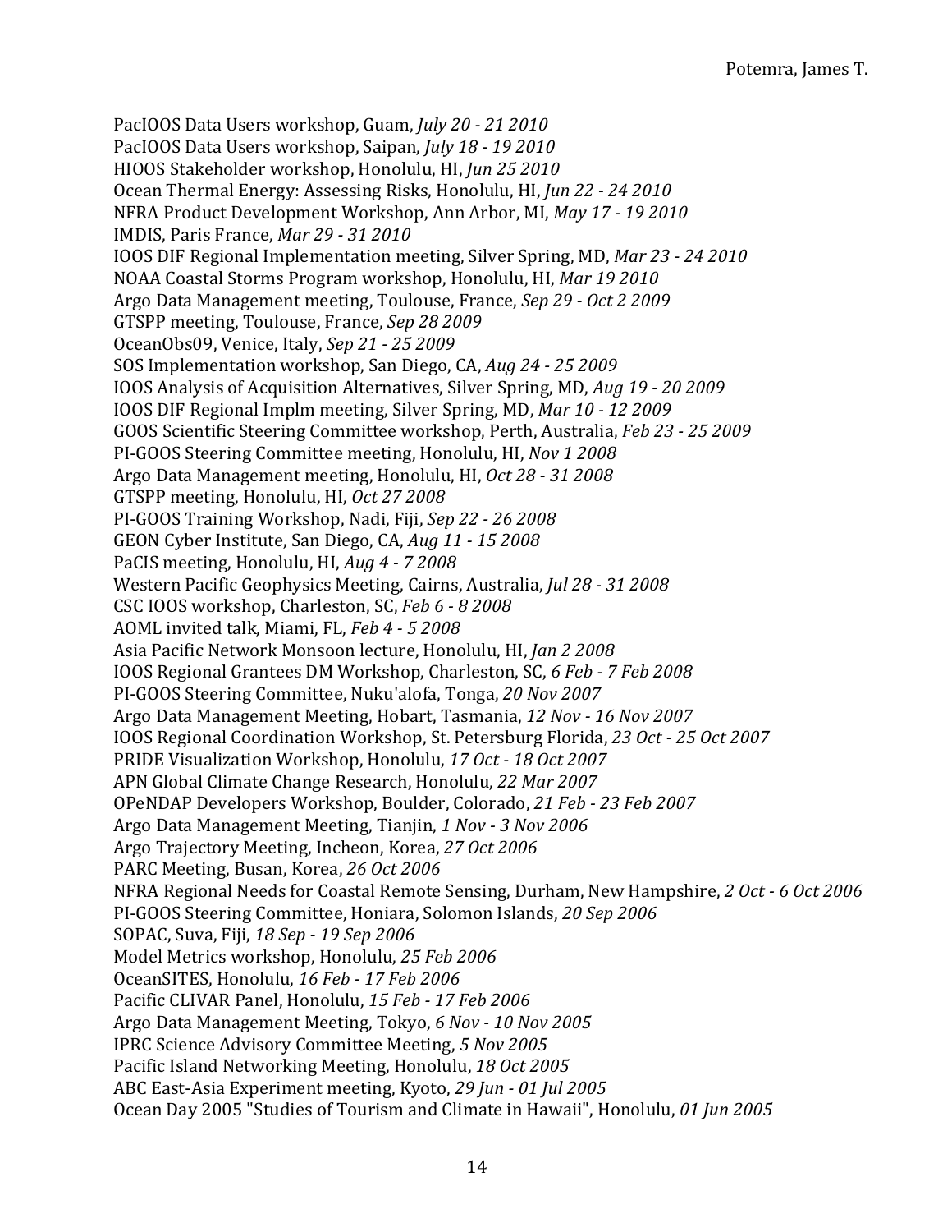PacIOOS Data Users workshop, Guam, *July 20 - 21 2010*
PacIOOS Data Users workshop, Saipan, *July 18 - 19 2010*
HIOOS Stakeholder workshop, Honolulu, HI, *Jun 25 2010*
Ocean Thermal Energy: Assessing Risks, Honolulu, HI, *Jun 22 - 24 2010*
NFRA Product Development Workshop, Ann Arbor, MI, *May 17 - 19 2010*
IMDIS, Paris France, *Mar 29 - 31 2010*
IOOS DIF Regional Implementation meeting, Silver Spring, MD, *Mar 23 - 24 2010*
NOAA Coastal Storms Program workshop, Honolulu, HI, *Mar 19 2010*
Argo Data Management meeting, Toulouse, France, *Sep 29 - Oct 2 2009*
GTSPP meeting, Toulouse, France, *Sep 28 2009*
OceanObs09, Venice, Italy, *Sep 21 - 25 2009*
SOS Implementation workshop, San Diego, CA, *Aug 24 - 25 2009*
IOOS Analysis of Acquisition Alternatives, Silver Spring, MD, *Aug 19 - 20 2009*
IOOS DIF Regional Implm meeting, Silver Spring, MD, *Mar 10 - 12 2009*
GOOS Scientific Steering Committee workshop, Perth, Australia, *Feb 23 - 25 2009*
PI-GOOS Steering Committee meeting, Honolulu, HI, *Nov 1 2008*
Argo Data Management meeting, Honolulu, HI, *Oct 28 - 31 2008*
GTSPP meeting, Honolulu, HI, *Oct 27 2008*
PI-GOOS Training Workshop, Nadi, Fiji, *Sep 22 - 26 2008*
GEON Cyber Institute, San Diego, CA, *Aug 11 - 15 2008*
PaCIS meeting, Honolulu, HI, *Aug 4 - 7 2008*
Western Pacific Geophysics Meeting, Cairns, Australia, *Jul 28 - 31 2008*
CSC IOOS workshop, Charleston, SC, *Feb 6 - 8 2008*
AOML invited talk, Miami, FL, *Feb 4 - 5 2008*
Asia Pacific Network Monsoon lecture, Honolulu, HI, *Jan 2 2008*
IOOS Regional Grantees DM Workshop, Charleston, SC, *6 Feb - 7 Feb 2008*
PI-GOOS Steering Committee, Nuku'alofa, Tonga, *20 Nov 2007*
Argo Data Management Meeting, Hobart, Tasmania, *12 Nov - 16 Nov 2007*
IOOS Regional Coordination Workshop, St. Petersburg Florida, *23 Oct - 25 Oct 2007*
PRIDE Visualization Workshop, Honolulu, *17 Oct - 18 Oct 2007*
APN Global Climate Change Research, Honolulu, *22 Mar 2007*
OPeNDAP Developers Workshop, Boulder, Colorado, *21 Feb - 23 Feb 2007*
Argo Data Management Meeting, Tianjin, *1 Nov - 3 Nov 2006*
Argo Trajectory Meeting, Incheon, Korea, *27 Oct 2006*
PARC Meeting, Busan, Korea, *26 Oct 2006*
NFRA Regional Needs for Coastal Remote Sensing, Durham, New Hampshire, *2 Oct - 6 Oct 2006*
PI-GOOS Steering Committee, Honiara, Solomon Islands, *20 Sep 2006*
SOPAC, Suva, Fiji, *18 Sep - 19 Sep 2006*
Model Metrics workshop, Honolulu, *25 Feb 2006*
OceanSITES, Honolulu, *16 Feb - 17 Feb 2006*
Pacific CLIVAR Panel, Honolulu, *15 Feb - 17 Feb 2006*
Argo Data Management Meeting, Tokyo, *6 Nov - 10 Nov 2005*
IPRC Science Advisory Committee Meeting, *5 Nov 2005*
Pacific Island Networking Meeting, Honolulu, *18 Oct 2005*
ABC East-Asia Experiment meeting, Kyoto, *29 Jun - 01 Jul 2005*
Ocean Day 2005 "Studies of Tourism and Climate in Hawaii", Honolulu, *01 Jun 2005*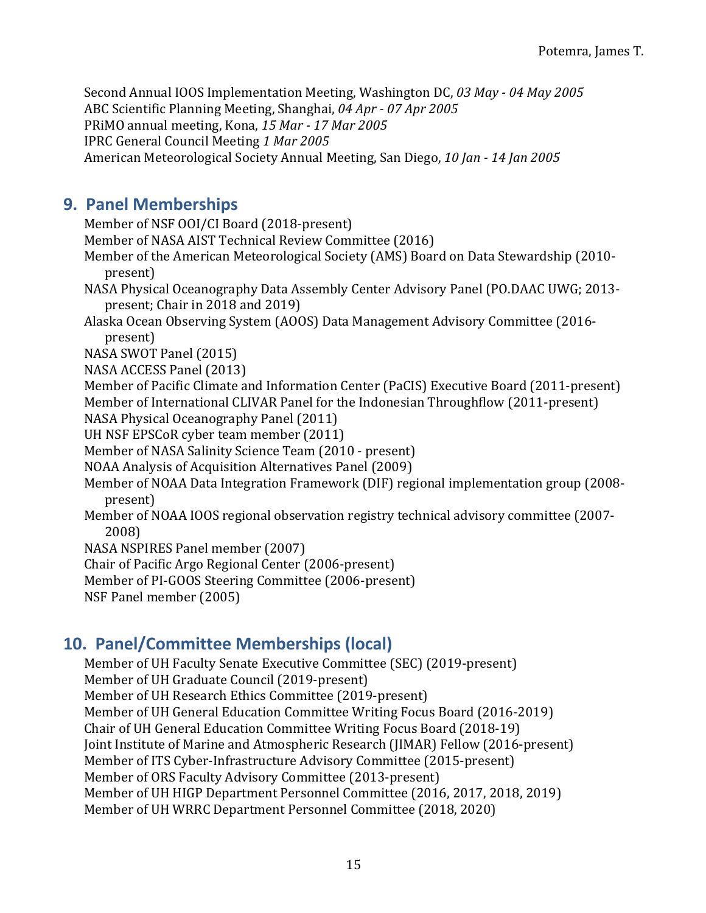Second Annual IOOS Implementation Meeting, Washington DC, *03 May - 04 May 2005*
ABC Scientific Planning Meeting, Shanghai, *04 Apr - 07 Apr 2005*
PRiMO annual meeting, Kona, *15 Mar - 17 Mar 2005*
IPRC General Council Meeting *1 Mar 2005*
American Meteorological Society Annual Meeting, San Diego, *10 Jan - 14 Jan 2005*

## 9. Panel Memberships

Member of NSF OOI/CI Board (2018-present)
Member of NASA AIST Technical Review Committee (2016)
Member of the American Meteorological Society (AMS) Board on Data Stewardship (2010-present)
NASA Physical Oceanography Data Assembly Center Advisory Panel (PO.DAAC UWG; 2013-present; Chair in 2018 and 2019)
Alaska Ocean Observing System (AOOS) Data Management Advisory Committee (2016-present)
NASA SWOT Panel (2015)
NASA ACCESS Panel (2013)
Member of Pacific Climate and Information Center (PaCIS) Executive Board (2011-present)
Member of International CLIVAR Panel for the Indonesian Throughflow (2011-present)
NASA Physical Oceanography Panel (2011)
UH NSF EPSCoR cyber team member (2011)
Member of NASA Salinity Science Team (2010 - present)
NOAA Analysis of Acquisition Alternatives Panel (2009)
Member of NOAA Data Integration Framework (DIF) regional implementation group (2008-present)
Member of NOAA IOOS regional observation registry technical advisory committee (2007-2008)
NASA NSPIRES Panel member (2007)
Chair of Pacific Argo Regional Center (2006-present)
Member of PI-GOOS Steering Committee (2006-present)
NSF Panel member (2005)

## 10. Panel/Committee Memberships (local)

Member of UH Faculty Senate Executive Committee (SEC) (2019-present)
Member of UH Graduate Council (2019-present)
Member of UH Research Ethics Committee (2019-present)
Member of UH General Education Committee Writing Focus Board (2016-2019)
Chair of UH General Education Committee Writing Focus Board (2018-19)
Joint Institute of Marine and Atmospheric Research (JIMAR) Fellow (2016-present)
Member of ITS Cyber-Infrastructure Advisory Committee (2015-present)
Member of ORS Faculty Advisory Committee (2013-present)
Member of UH HIGP Department Personnel Committee (2016, 2017, 2018, 2019)
Member of UH WRRC Department Personnel Committee (2018, 2020)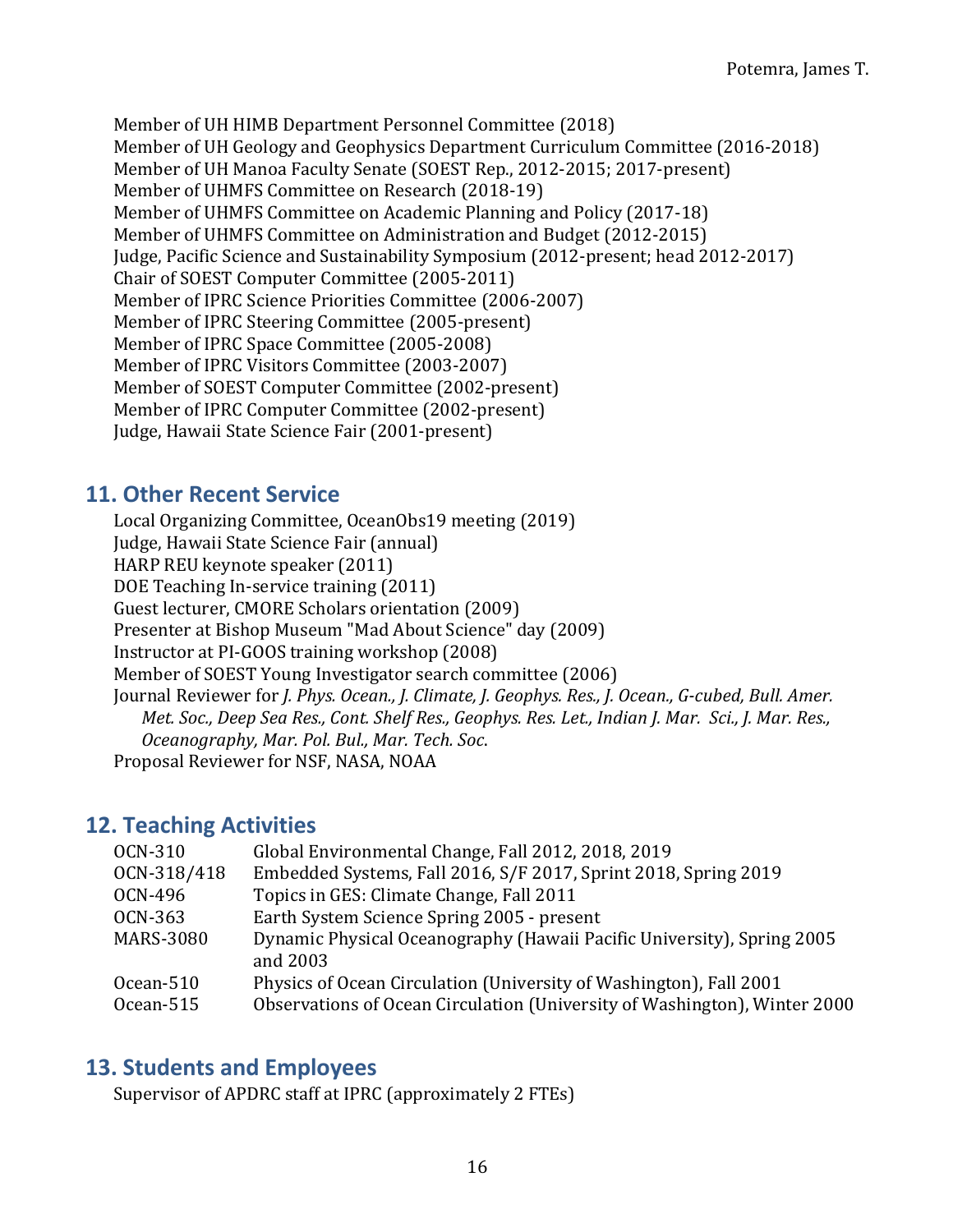Member of UH HIMB Department Personnel Committee (2018)
Member of UH Geology and Geophysics Department Curriculum Committee (2016-2018)
Member of UH Manoa Faculty Senate (SOEST Rep., 2012-2015; 2017-present)
Member of UHMFS Committee on Research (2018-19)
Member of UHMFS Committee on Academic Planning and Policy (2017-18)
Member of UHMFS Committee on Administration and Budget (2012-2015)
Judge, Pacific Science and Sustainability Symposium (2012-present; head 2012-2017)
Chair of SOEST Computer Committee (2005-2011)
Member of IPRC Science Priorities Committee (2006-2007)
Member of IPRC Steering Committee (2005-present)
Member of IPRC Space Committee (2005-2008)
Member of IPRC Visitors Committee (2003-2007)
Member of SOEST Computer Committee (2002-present)
Member of IPRC Computer Committee (2002-present)
Judge, Hawaii State Science Fair (2001-present)

## 11. Other Recent Service

Local Organizing Committee, OceanObs19 meeting (2019)
Judge, Hawaii State Science Fair (annual)
HARP REU keynote speaker (2011)
DOE Teaching In-service training (2011)
Guest lecturer, CMORE Scholars orientation (2009)
Presenter at Bishop Museum "Mad About Science" day (2009)
Instructor at PI-GOOS training workshop (2008)
Member of SOEST Young Investigator search committee (2006)
Journal Reviewer for *J. Phys. Ocean., J. Climate, J. Geophys. Res., J. Ocean., G-cubed, Bull. Amer. Met. Soc., Deep Sea Res., Cont. Shelf Res., Geophys. Res. Let., Indian J. Mar. Sci., J. Mar. Res., Oceanography, Mar. Pol. Bul., Mar. Tech. Soc*.
Proposal Reviewer for NSF, NASA, NOAA

## 12. Teaching Activities

| | |
|---|---|
| OCN-310 | Global Environmental Change, Fall 2012, 2018, 2019 |
| OCN-318/418 | Embedded Systems, Fall 2016, S/F 2017, Sprint 2018, Spring 2019 |
| OCN-496 | Topics in GES: Climate Change, Fall 2011 |
| OCN-363 | Earth System Science Spring 2005 - present |
| MARS-3080 | Dynamic Physical Oceanography (Hawaii Pacific University), Spring 2005 and 2003 |
| Ocean-510 | Physics of Ocean Circulation (University of Washington), Fall 2001 |
| Ocean-515 | Observations of Ocean Circulation (University of Washington), Winter 2000 |

## 13. Students and Employees

Supervisor of APDRC staff at IPRC (approximately 2 FTEs)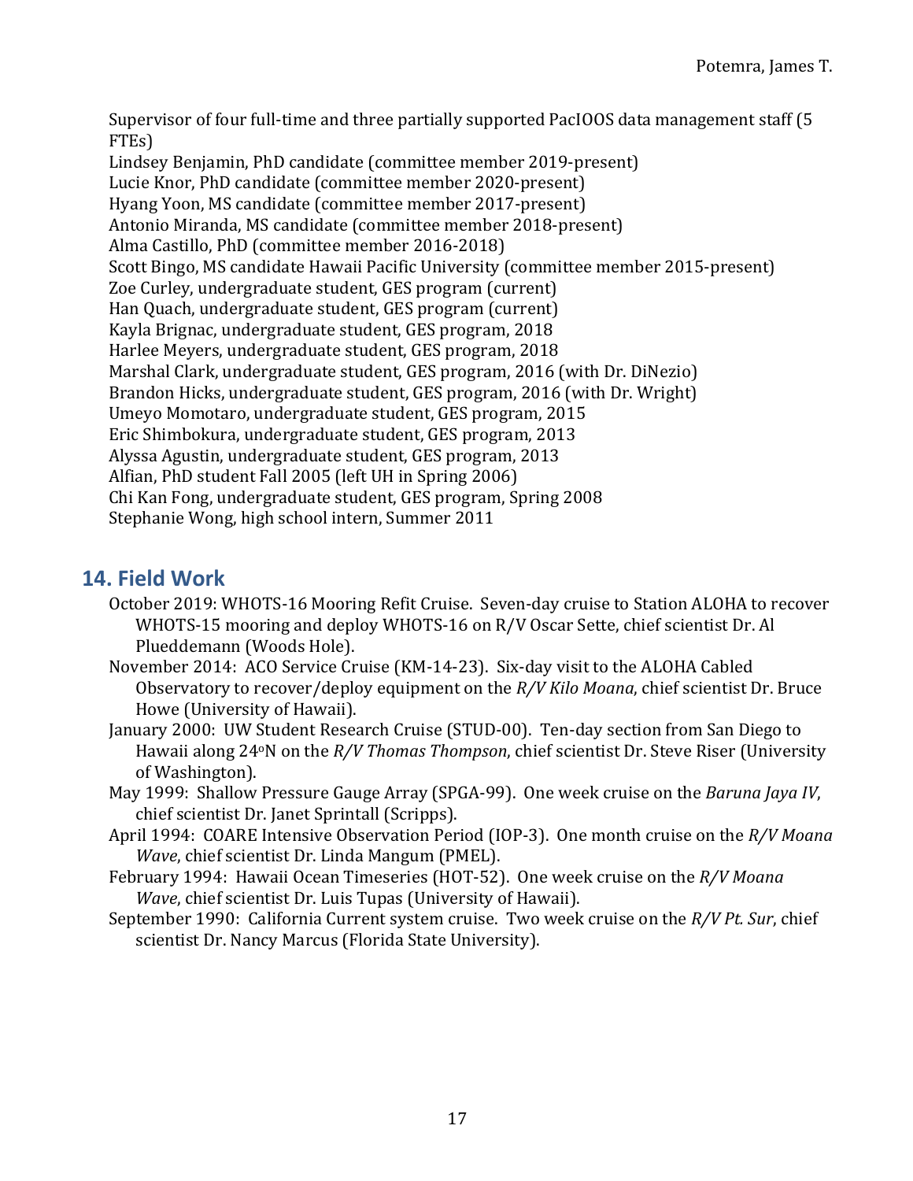Supervisor of four full-time and three partially supported PacIOOS data management staff (5 FTEs)
Lindsey Benjamin, PhD candidate (committee member 2019-present)
Lucie Knor, PhD candidate (committee member 2020-present)
Hyang Yoon, MS candidate (committee member 2017-present)
Antonio Miranda, MS candidate (committee member 2018-present)
Alma Castillo, PhD (committee member 2016-2018)
Scott Bingo, MS candidate Hawaii Pacific University (committee member 2015-present)
Zoe Curley, undergraduate student, GES program (current)
Han Quach, undergraduate student, GES program (current)
Kayla Brignac, undergraduate student, GES program, 2018
Harlee Meyers, undergraduate student, GES program, 2018
Marshal Clark, undergraduate student, GES program, 2016 (with Dr. DiNezio)
Brandon Hicks, undergraduate student, GES program, 2016 (with Dr. Wright)
Umeyo Momotaro, undergraduate student, GES program, 2015
Eric Shimbokura, undergraduate student, GES program, 2013
Alyssa Agustin, undergraduate student, GES program, 2013
Alfian, PhD student Fall 2005 (left UH in Spring 2006)
Chi Kan Fong, undergraduate student, GES program, Spring 2008
Stephanie Wong, high school intern, Summer 2011

## 14. Field Work

October 2019: WHOTS-16 Mooring Refit Cruise. Seven-day cruise to Station ALOHA to recover WHOTS-15 mooring and deploy WHOTS-16 on R/V Oscar Sette, chief scientist Dr. Al Plueddemann (Woods Hole).

November 2014: ACO Service Cruise (KM-14-23). Six-day visit to the ALOHA Cabled Observatory to recover/deploy equipment on the *R/V Kilo Moana*, chief scientist Dr. Bruce Howe (University of Hawaii).

January 2000: UW Student Research Cruise (STUD-00). Ten-day section from San Diego to Hawaii along 24$^{o}$N on the *R/V Thomas Thompson*, chief scientist Dr. Steve Riser (University of Washington).

May 1999: Shallow Pressure Gauge Array (SPGA-99). One week cruise on the *Baruna Jaya IV*, chief scientist Dr. Janet Sprintall (Scripps).

April 1994: COARE Intensive Observation Period (IOP-3). One month cruise on the *R/V Moana Wave*, chief scientist Dr. Linda Mangum (PMEL).

February 1994: Hawaii Ocean Timeseries (HOT-52). One week cruise on the *R/V Moana Wave*, chief scientist Dr. Luis Tupas (University of Hawaii).

September 1990: California Current system cruise. Two week cruise on the *R/V Pt. Sur*, chief scientist Dr. Nancy Marcus (Florida State University).